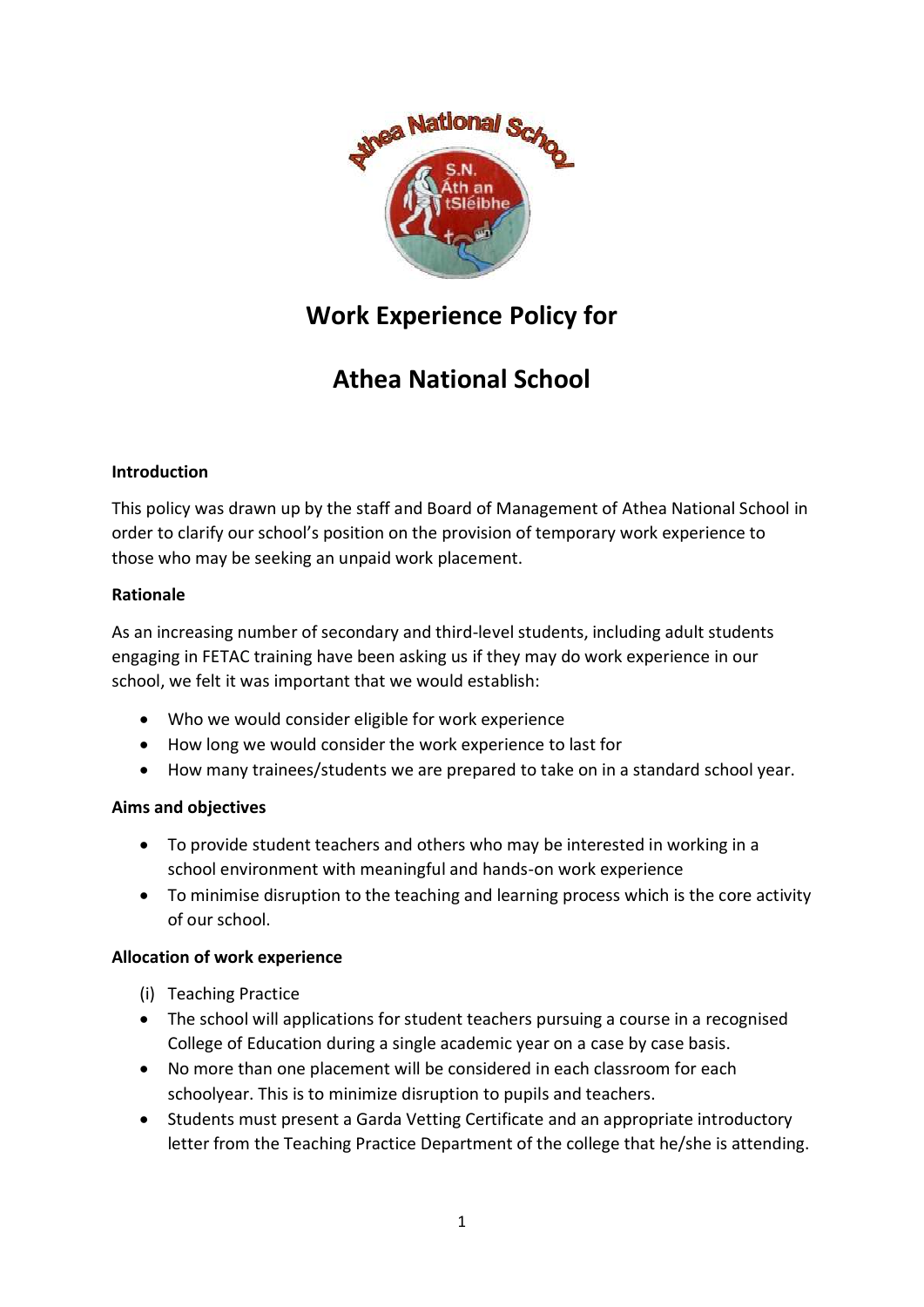# Work Experience Policy for

# Athea National School

**Introduction**

This policy was drawn up by the staff and Board of Management of Athea National School in order to clarify our school's position on the provision of temporary work experience to those who may be seeking an unpaid work placement.

**Rationale**

As an increasing number of secondary and third-level students, including adult students engaging in FETAC training have been asking us if they may do work experience in our school, we felt it was important that we would establish:

- Who we would consider eligible for work experience
- How long we would consider the work experience to last for
- How many trainees/students we are prepared to take on in a standard school year.

**Aims and objectives**

- To provide student teachers and others who may be interested in working in a school environment with meaningful and hands-on work experience
- To minimise disruption to the teaching and learning process which is the core activity of our school.

**Allocation of work experience**

(i) Teaching Practice

- The school will applications for student teachers pursuing a course in a recognised College of Education during a single academic year on a case by case basis.
- No more than one placement will be considered in each classroom for each schoolyear. This is to minimize disruption to pupils and teachers.
- Students must present a Garda Vetting Certificate and an appropriate introductory letter from the Teaching Practice Department of the college that he/she is attending.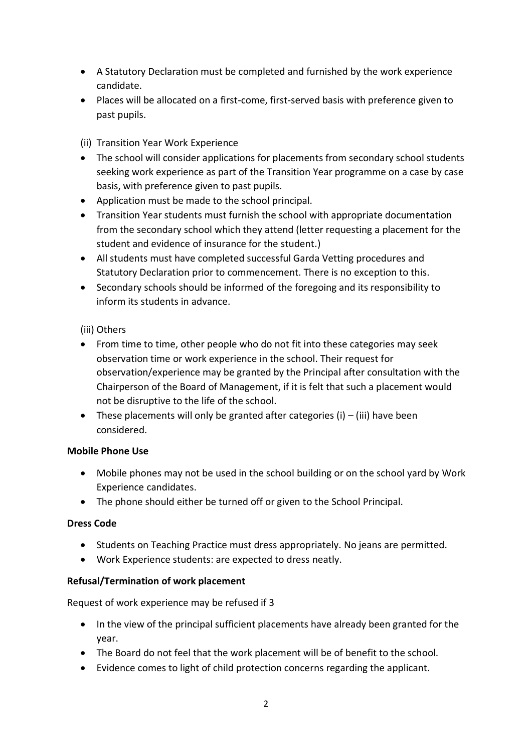- A Statutory Declaration must be completed and furnished by the work experience candidate.
- Places will be allocated on a first-come, first-served basis with preference given to past pupils.

(ii) Transition Year Work Experience

- The school will consider applications for placements from secondary school students seeking work experience as part of the Transition Year programme on a case by case basis, with preference given to past pupils.
- Application must be made to the school principal.
- Transition Year students must furnish the school with appropriate documentation from the secondary school which they attend (letter requesting a placement for the student and evidence of insurance for the student.)
- All students must have completed successful Garda Vetting procedures and Statutory Declaration prior to commencement. There is no exception to this.
- Secondary schools should be informed of the foregoing and its responsibility to inform its students in advance.

(iii) Others

- From time to time, other people who do not fit into these categories may seek observation time or work experience in the school. Their request for observation/experience may be granted by the Principal after consultation with the Chairperson of the Board of Management, if it is felt that such a placement would not be disruptive to the life of the school.
- These placements will only be granted after categories (i) – (iii) have been considered.

**Mobile Phone Use**

- Mobile phones may not be used in the school building or on the school yard by Work Experience candidates.
- The phone should either be turned off or given to the School Principal.

**Dress Code**

- Students on Teaching Practice must dress appropriately. No jeans are permitted.
- Work Experience students: are expected to dress neatly.

**Refusal/Termination of work placement**

Request of work experience may be refused if 3

- In the view of the principal sufficient placements have already been granted for the year.
- The Board do not feel that the work placement will be of benefit to the school.
- Evidence comes to light of child protection concerns regarding the applicant.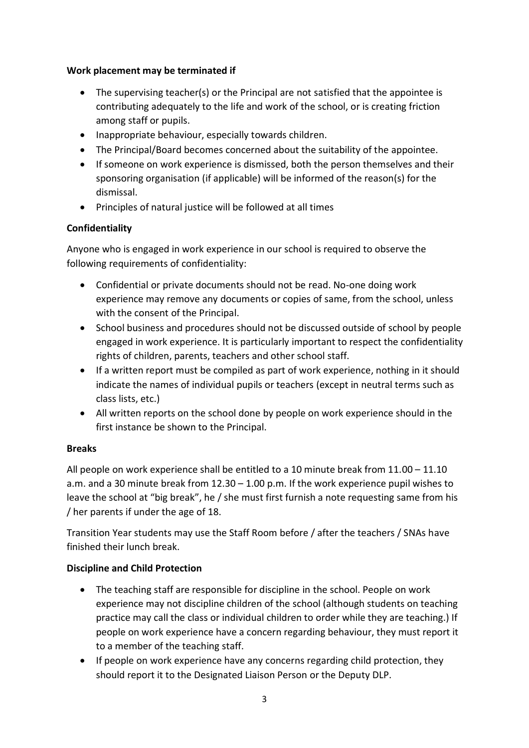**Work placement may be terminated if**

- The supervising teacher(s) or the Principal are not satisfied that the appointee is contributing adequately to the life and work of the school, or is creating friction among staff or pupils.
- Inappropriate behaviour, especially towards children.
- The Principal/Board becomes concerned about the suitability of the appointee.
- If someone on work experience is dismissed, both the person themselves and their sponsoring organisation (if applicable) will be informed of the reason(s) for the dismissal.
- Principles of natural justice will be followed at all times

**Confidentiality**

Anyone who is engaged in work experience in our school is required to observe the following requirements of confidentiality:

- Confidential or private documents should not be read. No-one doing work experience may remove any documents or copies of same, from the school, unless with the consent of the Principal.
- School business and procedures should not be discussed outside of school by people engaged in work experience. It is particularly important to respect the confidentiality rights of children, parents, teachers and other school staff.
- If a written report must be compiled as part of work experience, nothing in it should indicate the names of individual pupils or teachers (except in neutral terms such as class lists, etc.)
- All written reports on the school done by people on work experience should in the first instance be shown to the Principal.

**Breaks**

All people on work experience shall be entitled to a 10 minute break from 11.00 – 11.10 a.m. and a 30 minute break from 12.30 – 1.00 p.m. If the work experience pupil wishes to leave the school at "big break", he / she must first furnish a note requesting same from his / her parents if under the age of 18.

Transition Year students may use the Staff Room before / after the teachers / SNAs have finished their lunch break.

**Discipline and Child Protection**

- The teaching staff are responsible for discipline in the school. People on work experience may not discipline children of the school (although students on teaching practice may call the class or individual children to order while they are teaching.) If people on work experience have a concern regarding behaviour, they must report it to a member of the teaching staff.
- If people on work experience have any concerns regarding child protection, they should report it to the Designated Liaison Person or the Deputy DLP.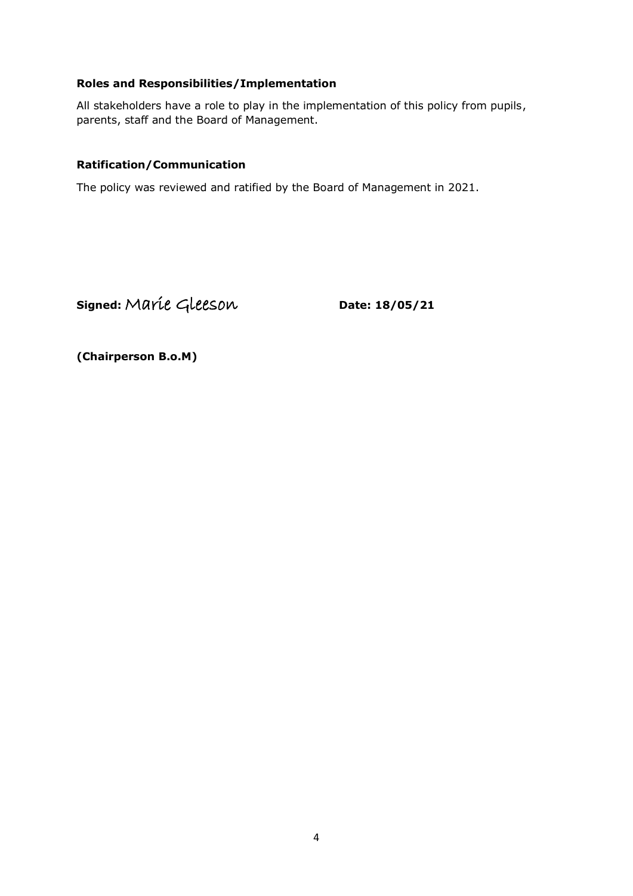**Roles and Responsibilities/Implementation**

All stakeholders have a role to play in the implementation of this policy from pupils, parents, staff and the Board of Management.

**Ratification/Communication**

The policy was reviewed and ratified by the Board of Management in 2021.

**Signed:** Marie Gleeson **Date: 18/05/21**

**(Chairperson B.o.M)**